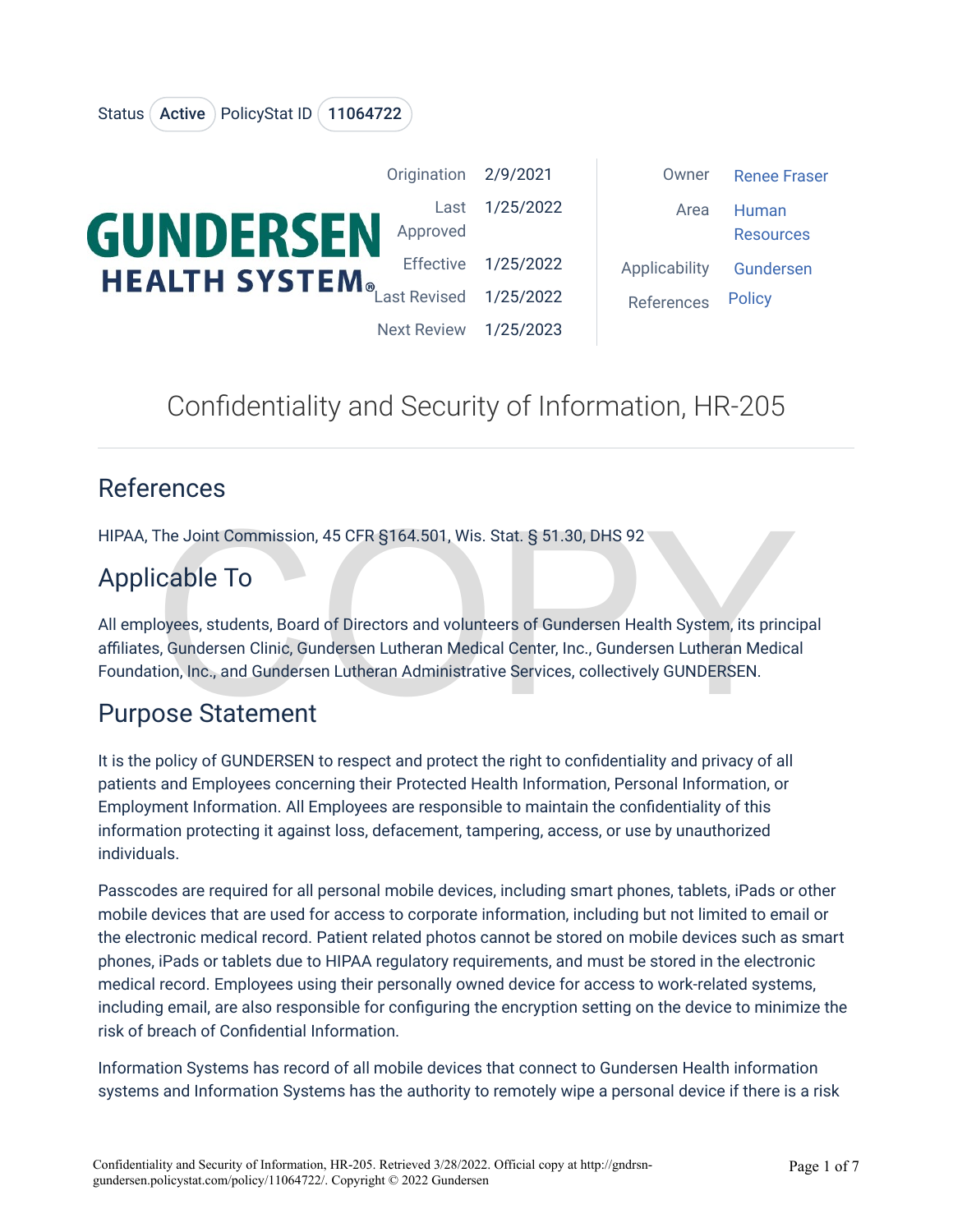Status **Active** PolicyStat ID **11064722**

| | | | |
|---|---|---|---|
| Origination | 2/9/2021 | Owner | Renee Fraser |
| Last Approved | 1/25/2022 | Area | Human Resources |
| Effective | 1/25/2022 | Applicability | Gundersen |
| Last Revised | 1/25/2022 | References | Policy |
| Next Review | 1/25/2023 | | |

# Confidentiality and Security of Information, HR-205

## References

HIPAA, The Joint Commission, 45 CFR §164.501, Wis. Stat. § 51.30, DHS 92

## Applicable To

All employees, students, Board of Directors and volunteers of Gundersen Health System, its principal affiliates, Gundersen Clinic, Gundersen Lutheran Medical Center, Inc., Gundersen Lutheran Medical Foundation, Inc., and Gundersen Lutheran Administrative Services, collectively GUNDERSEN.

## Purpose Statement

It is the policy of GUNDERSEN to respect and protect the right to confidentiality and privacy of all patients and Employees concerning their Protected Health Information, Personal Information, or Employment Information. All Employees are responsible to maintain the confidentiality of this information protecting it against loss, defacement, tampering, access, or use by unauthorized individuals.

Passcodes are required for all personal mobile devices, including smart phones, tablets, iPads or other mobile devices that are used for access to corporate information, including but not limited to email or the electronic medical record. Patient related photos cannot be stored on mobile devices such as smart phones, iPads or tablets due to HIPAA regulatory requirements, and must be stored in the electronic medical record. Employees using their personally owned device for access to work-related systems, including email, are also responsible for configuring the encryption setting on the device to minimize the risk of breach of Confidential Information.

Information Systems has record of all mobile devices that connect to Gundersen Health information systems and Information Systems has the authority to remotely wipe a personal device if there is a risk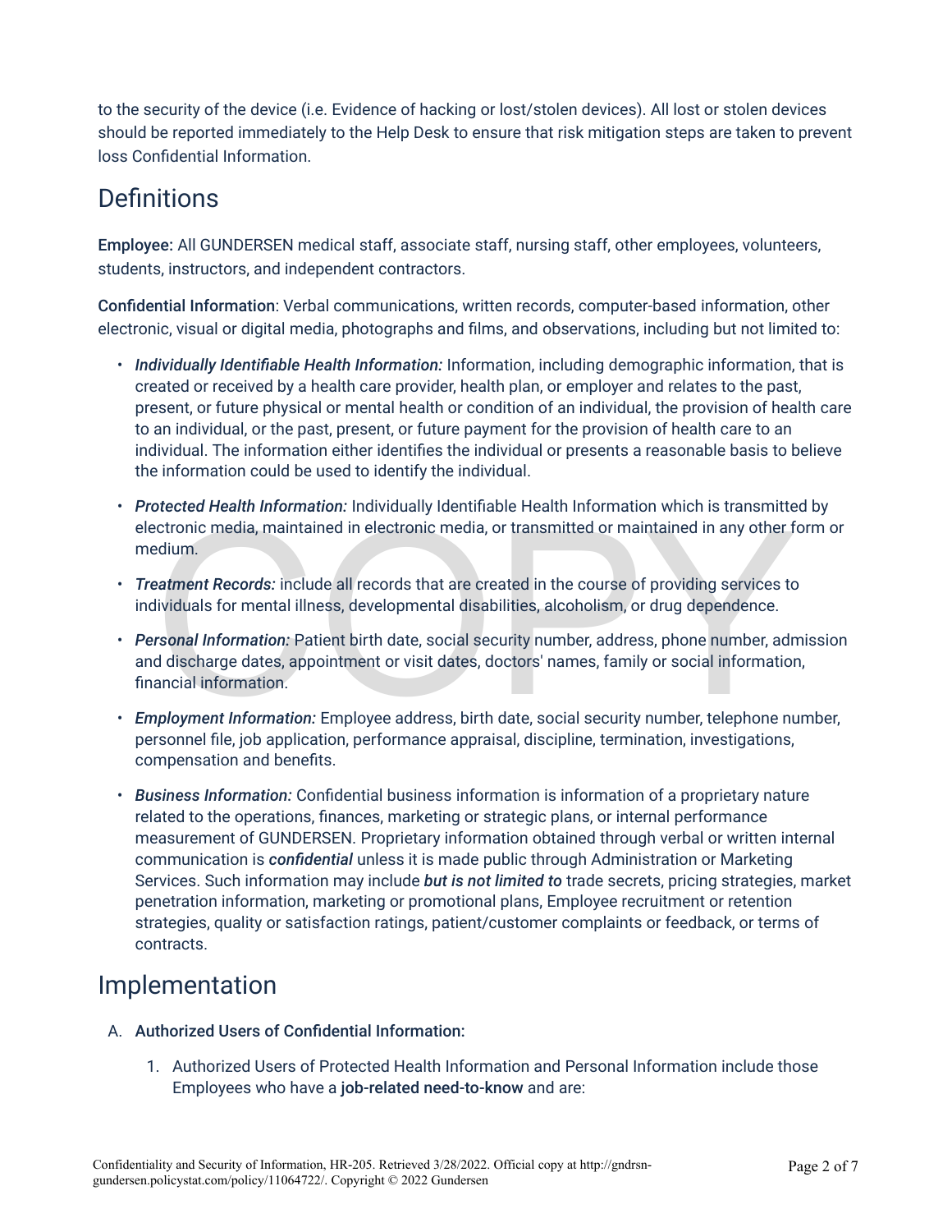to the security of the device (i.e. Evidence of hacking or lost/stolen devices). All lost or stolen devices should be reported immediately to the Help Desk to ensure that risk mitigation steps are taken to prevent loss Confidential Information.

## Definitions

**Employee:** All GUNDERSEN medical staff, associate staff, nursing staff, other employees, volunteers, students, instructors, and independent contractors.

**Confidential Information**: Verbal communications, written records, computer-based information, other electronic, visual or digital media, photographs and films, and observations, including but not limited to:

- ***Individually Identifiable Health Information:*** Information, including demographic information, that is created or received by a health care provider, health plan, or employer and relates to the past, present, or future physical or mental health or condition of an individual, the provision of health care to an individual, or the past, present, or future payment for the provision of health care to an individual. The information either identifies the individual or presents a reasonable basis to believe the information could be used to identify the individual.
- ***Protected Health Information:*** Individually Identifiable Health Information which is transmitted by electronic media, maintained in electronic media, or transmitted or maintained in any other form or medium.
- ***Treatment Records:*** include all records that are created in the course of providing services to individuals for mental illness, developmental disabilities, alcoholism, or drug dependence.
- ***Personal Information:*** Patient birth date, social security number, address, phone number, admission and discharge dates, appointment or visit dates, doctors' names, family or social information, financial information.
- ***Employment Information:*** Employee address, birth date, social security number, telephone number, personnel file, job application, performance appraisal, discipline, termination, investigations, compensation and benefits.
- ***Business Information:*** Confidential business information is information of a proprietary nature related to the operations, finances, marketing or strategic plans, or internal performance measurement of GUNDERSEN. Proprietary information obtained through verbal or written internal communication is ***confidential*** unless it is made public through Administration or Marketing Services. Such information may include ***but is not limited to*** trade secrets, pricing strategies, market penetration information, marketing or promotional plans, Employee recruitment or retention strategies, quality or satisfaction ratings, patient/customer complaints or feedback, or terms of contracts.

## Implementation

A. **Authorized Users of Confidential Information:**

   1. Authorized Users of Protected Health Information and Personal Information include those Employees who have a **job-related need-to-know** and are: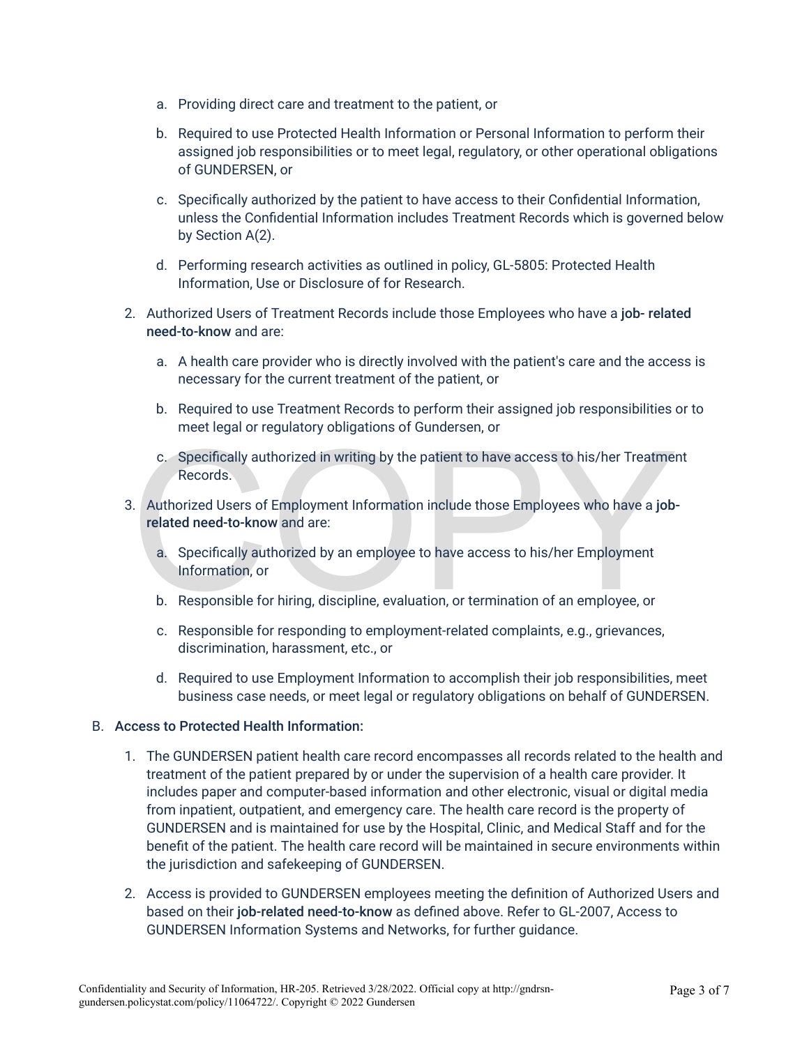a. Providing direct care and treatment to the patient, or

   b. Required to use Protected Health Information or Personal Information to perform their assigned job responsibilities or to meet legal, regulatory, or other operational obligations of GUNDERSEN, or

   c. Specifically authorized by the patient to have access to their Confidential Information, unless the Confidential Information includes Treatment Records which is governed below by Section A(2).

   d. Performing research activities as outlined in policy, GL-5805: Protected Health Information, Use or Disclosure of for Research.

2. Authorized Users of Treatment Records include those Employees who have a **job- related need-to-know** and are:

   a. A health care provider who is directly involved with the patient's care and the access is necessary for the current treatment of the patient, or

   b. Required to use Treatment Records to perform their assigned job responsibilities or to meet legal or regulatory obligations of Gundersen, or

   c. Specifically authorized in writing by the patient to have access to his/her Treatment Records.

3. Authorized Users of Employment Information include those Employees who have a **job-related need-to-know** and are:

   a. Specifically authorized by an employee to have access to his/her Employment Information, or

   b. Responsible for hiring, discipline, evaluation, or termination of an employee, or

   c. Responsible for responding to employment-related complaints, e.g., grievances, discrimination, harassment, etc., or

   d. Required to use Employment Information to accomplish their job responsibilities, meet business case needs, or meet legal or regulatory obligations on behalf of GUNDERSEN.

B. **Access to Protected Health Information:**

1. The GUNDERSEN patient health care record encompasses all records related to the health and treatment of the patient prepared by or under the supervision of a health care provider. It includes paper and computer-based information and other electronic, visual or digital media from inpatient, outpatient, and emergency care. The health care record is the property of GUNDERSEN and is maintained for use by the Hospital, Clinic, and Medical Staff and for the benefit of the patient. The health care record will be maintained in secure environments within the jurisdiction and safekeeping of GUNDERSEN.

2. Access is provided to GUNDERSEN employees meeting the definition of Authorized Users and based on their **job-related need-to-know** as defined above. Refer to GL-2007, Access to GUNDERSEN Information Systems and Networks, for further guidance.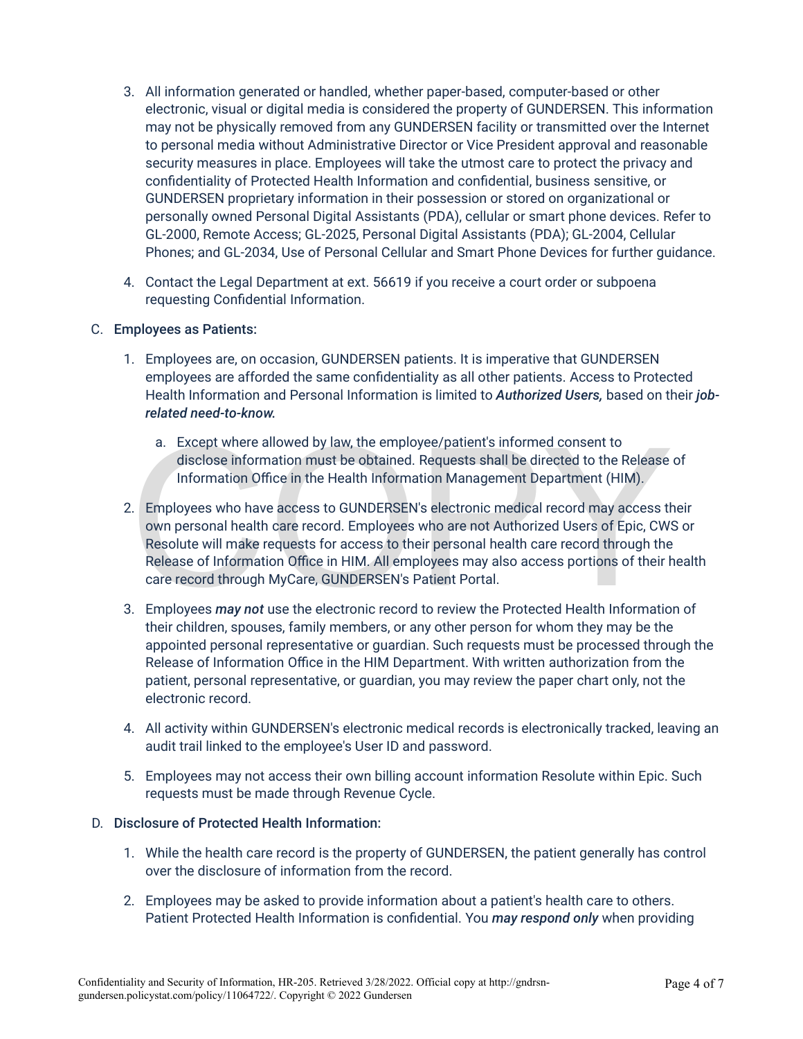3. All information generated or handled, whether paper-based, computer-based or other electronic, visual or digital media is considered the property of GUNDERSEN. This information may not be physically removed from any GUNDERSEN facility or transmitted over the Internet to personal media without Administrative Director or Vice President approval and reasonable security measures in place. Employees will take the utmost care to protect the privacy and confidentiality of Protected Health Information and confidential, business sensitive, or GUNDERSEN proprietary information in their possession or stored on organizational or personally owned Personal Digital Assistants (PDA), cellular or smart phone devices. Refer to GL-2000, Remote Access; GL-2025, Personal Digital Assistants (PDA); GL-2004, Cellular Phones; and GL-2034, Use of Personal Cellular and Smart Phone Devices for further guidance.

4. Contact the Legal Department at ext. 56619 if you receive a court order or subpoena requesting Confidential Information.

C. **Employees as Patients:**

1. Employees are, on occasion, GUNDERSEN patients. It is imperative that GUNDERSEN employees are afforded the same confidentiality as all other patients. Access to Protected Health Information and Personal Information is limited to ***Authorized Users,*** based on their ***job-related need-to-know.***

   a. Except where allowed by law, the employee/patient's informed consent to disclose information must be obtained. Requests shall be directed to the Release of Information Office in the Health Information Management Department (HIM).

2. Employees who have access to GUNDERSEN's electronic medical record may access their own personal health care record. Employees who are not Authorized Users of Epic, CWS or Resolute will make requests for access to their personal health care record through the Release of Information Office in HIM. All employees may also access portions of their health care record through MyCare, GUNDERSEN's Patient Portal.

3. Employees ***may not*** use the electronic record to review the Protected Health Information of their children, spouses, family members, or any other person for whom they may be the appointed personal representative or guardian. Such requests must be processed through the Release of Information Office in the HIM Department. With written authorization from the patient, personal representative, or guardian, you may review the paper chart only, not the electronic record.

4. All activity within GUNDERSEN's electronic medical records is electronically tracked, leaving an audit trail linked to the employee's User ID and password.

5. Employees may not access their own billing account information Resolute within Epic. Such requests must be made through Revenue Cycle.

D. **Disclosure of Protected Health Information:**

1. While the health care record is the property of GUNDERSEN, the patient generally has control over the disclosure of information from the record.

2. Employees may be asked to provide information about a patient's health care to others. Patient Protected Health Information is confidential. You ***may respond only*** when providing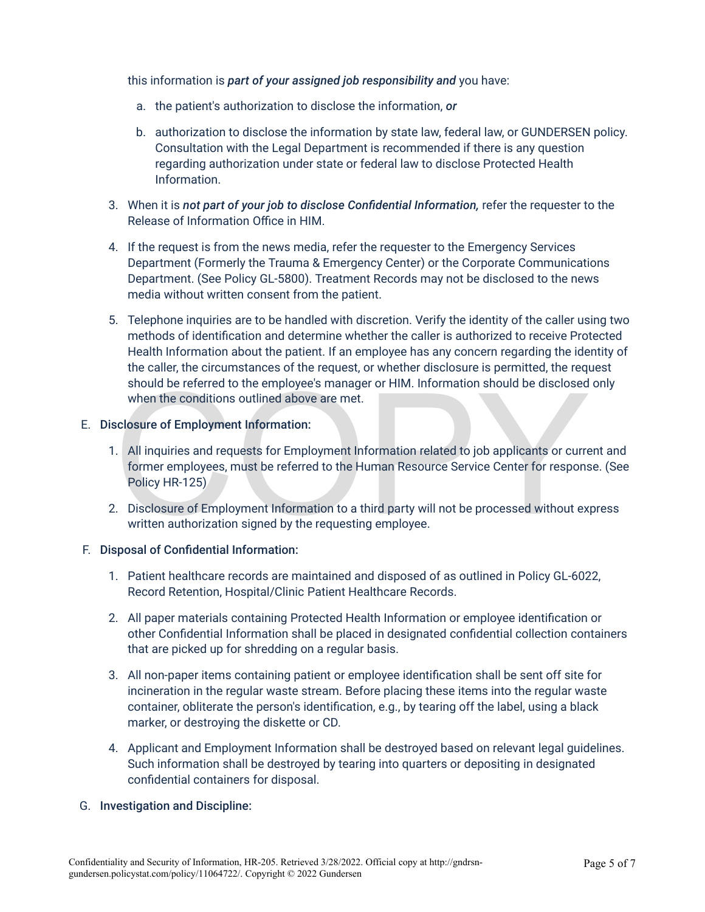this information is ***part of your assigned job responsibility and*** you have:

a. the patient's authorization to disclose the information, ***or***

b. authorization to disclose the information by state law, federal law, or GUNDERSEN policy. Consultation with the Legal Department is recommended if there is any question regarding authorization under state or federal law to disclose Protected Health Information.

3. When it is ***not part of your job to disclose Confidential Information,*** refer the requester to the Release of Information Office in HIM.

4. If the request is from the news media, refer the requester to the Emergency Services Department (Formerly the Trauma & Emergency Center) or the Corporate Communications Department. (See Policy GL-5800). Treatment Records may not be disclosed to the news media without written consent from the patient.

5. Telephone inquiries are to be handled with discretion. Verify the identity of the caller using two methods of identification and determine whether the caller is authorized to receive Protected Health Information about the patient. If an employee has any concern regarding the identity of the caller, the circumstances of the request, or whether disclosure is permitted, the request should be referred to the employee's manager or HIM. Information should be disclosed only when the conditions outlined above are met.

E. **Disclosure of Employment Information:**

1. All inquiries and requests for Employment Information related to job applicants or current and former employees, must be referred to the Human Resource Service Center for response. (See Policy HR-125)

2. Disclosure of Employment Information to a third party will not be processed without express written authorization signed by the requesting employee.

F. **Disposal of Confidential Information:**

1. Patient healthcare records are maintained and disposed of as outlined in Policy GL-6022, Record Retention, Hospital/Clinic Patient Healthcare Records.

2. All paper materials containing Protected Health Information or employee identification or other Confidential Information shall be placed in designated confidential collection containers that are picked up for shredding on a regular basis.

3. All non-paper items containing patient or employee identification shall be sent off site for incineration in the regular waste stream. Before placing these items into the regular waste container, obliterate the person's identification, e.g., by tearing off the label, using a black marker, or destroying the diskette or CD.

4. Applicant and Employment Information shall be destroyed based on relevant legal guidelines. Such information shall be destroyed by tearing into quarters or depositing in designated confidential containers for disposal.

G. **Investigation and Discipline:**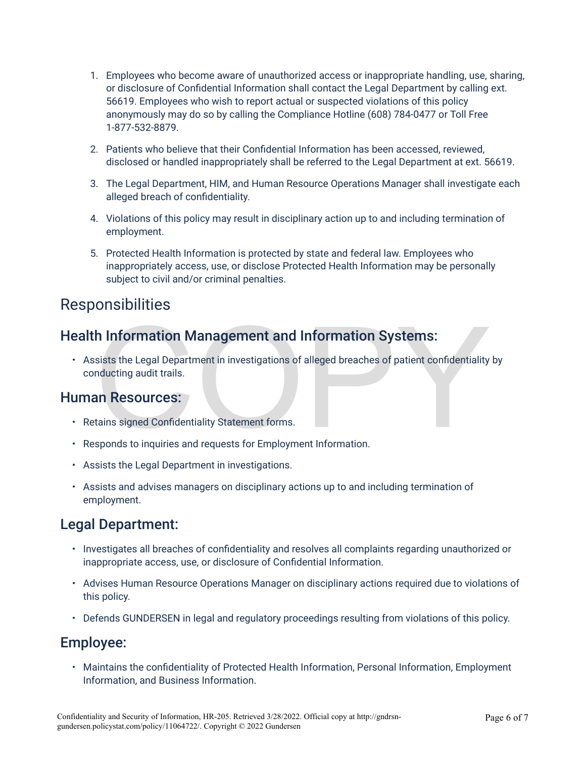1. Employees who become aware of unauthorized access or inappropriate handling, use, sharing, or disclosure of Confidential Information shall contact the Legal Department by calling ext. 56619. Employees who wish to report actual or suspected violations of this policy anonymously may do so by calling the Compliance Hotline (608) 784-0477 or Toll Free 1-877-532-8879.
2. Patients who believe that their Confidential Information has been accessed, reviewed, disclosed or handled inappropriately shall be referred to the Legal Department at ext. 56619.
3. The Legal Department, HIM, and Human Resource Operations Manager shall investigate each alleged breach of confidentiality.
4. Violations of this policy may result in disciplinary action up to and including termination of employment.
5. Protected Health Information is protected by state and federal law. Employees who inappropriately access, use, or disclose Protected Health Information may be personally subject to civil and/or criminal penalties.

# Responsibilities

## Health Information Management and Information Systems:

- Assists the Legal Department in investigations of alleged breaches of patient confidentiality by conducting audit trails.

## Human Resources:

- Retains signed Confidentiality Statement forms.
- Responds to inquiries and requests for Employment Information.
- Assists the Legal Department in investigations.
- Assists and advises managers on disciplinary actions up to and including termination of employment.

## Legal Department:

- Investigates all breaches of confidentiality and resolves all complaints regarding unauthorized or inappropriate access, use, or disclosure of Confidential Information.
- Advises Human Resource Operations Manager on disciplinary actions required due to violations of this policy.
- Defends GUNDERSEN in legal and regulatory proceedings resulting from violations of this policy.

## Employee:

- Maintains the confidentiality of Protected Health Information, Personal Information, Employment Information, and Business Information.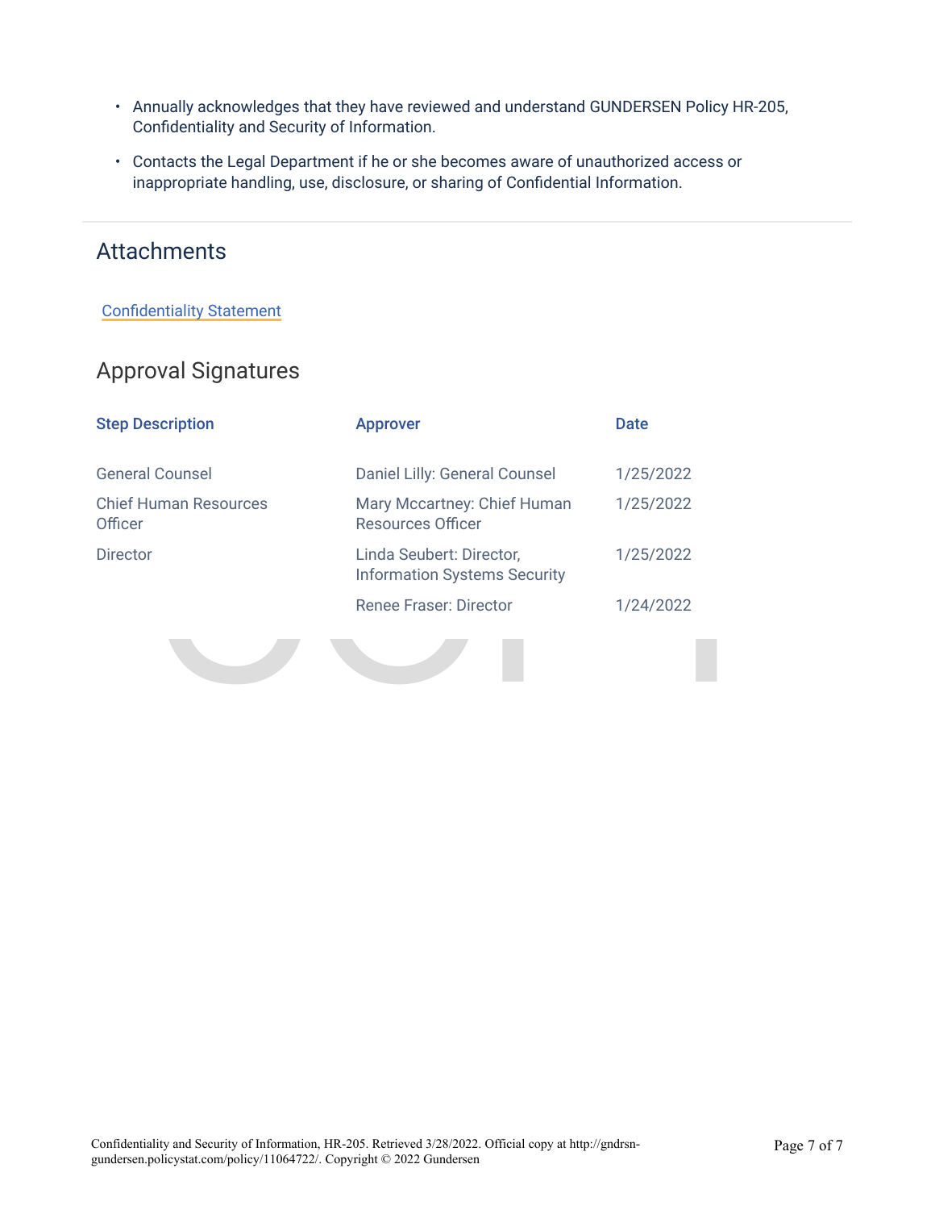- Annually acknowledges that they have reviewed and understand GUNDERSEN Policy HR-205, Confidentiality and Security of Information.
- Contacts the Legal Department if he or she becomes aware of unauthorized access or inappropriate handling, use, disclosure, or sharing of Confidential Information.

## Attachments

Confidentiality Statement

## Approval Signatures

| Step Description | Approver | Date |
|---|---|---|
| General Counsel | Daniel Lilly: General Counsel | 1/25/2022 |
| Chief Human Resources Officer | Mary Mccartney: Chief Human Resources Officer | 1/25/2022 |
| Director | Linda Seubert: Director, Information Systems Security | 1/25/2022 |
| | Renee Fraser: Director | 1/24/2022 |

Confidentiality and Security of Information, HR-205. Retrieved 3/28/2022. Official copy at http://gndrsn-gundersen.policystat.com/policy/11064722/. Copyright © 2022 Gundersen